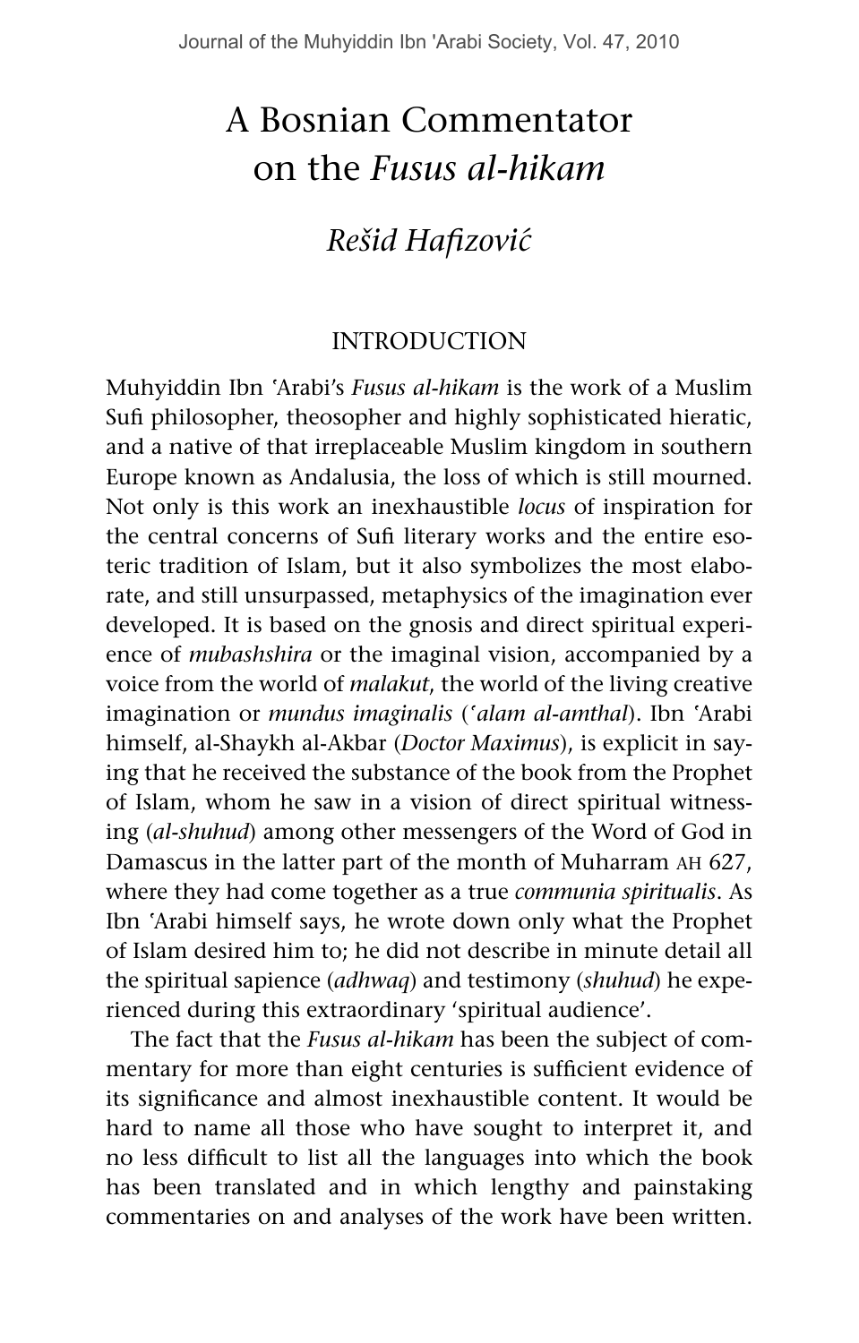# A Bosnian Commentator on the *Fusus al-hikam*

## *Rešid Hafizović*

### INTRODUCTION

Muhyiddin Ibn ʿArabi's *Fusus al-hikam* is the work of a Muslim Sufi philosopher, theosopher and highly sophisticated hieratic, and a native of that irreplaceable Muslim kingdom in southern Europe known as Andalusia, the loss of which is still mourned. Not only is this work an inexhaustible *locus* of inspiration for the central concerns of Sufi literary works and the entire esoteric tradition of Islam, but it also symbolizes the most elaborate, and still unsurpassed, metaphysics of the imagination ever developed. It is based on the gnosis and direct spiritual experience of *mubashshira* or the imaginal vision, accompanied by a voice from the world of *malakut*, the world of the living creative imagination or *mundus imaginalis* (*ʿalam al-amthal*). Ibn ʿArabi himself, al-Shaykh al-Akbar (*Doctor Maximus*), is explicit in saying that he received the substance of the book from the Prophet of Islam, whom he saw in a vision of direct spiritual witnessing (*al-shuhud*) among other messengers of the Word of God in Damascus in the latter part of the month of Muharram AH 627, where they had come together as a true *communia spiritualis*. As Ibn ʿArabi himself says, he wrote down only what the Prophet of Islam desired him to; he did not describe in minute detail all the spiritual sapience (*adhwaq*) and testimony (*shuhud*) he experienced during this extraordinary 'spiritual audience'.

The fact that the *Fusus al-hikam* has been the subject of commentary for more than eight centuries is sufficient evidence of its significance and almost inexhaustible content. It would be hard to name all those who have sought to interpret it, and no less difficult to list all the languages into which the book has been translated and in which lengthy and painstaking commentaries on and analyses of the work have been written.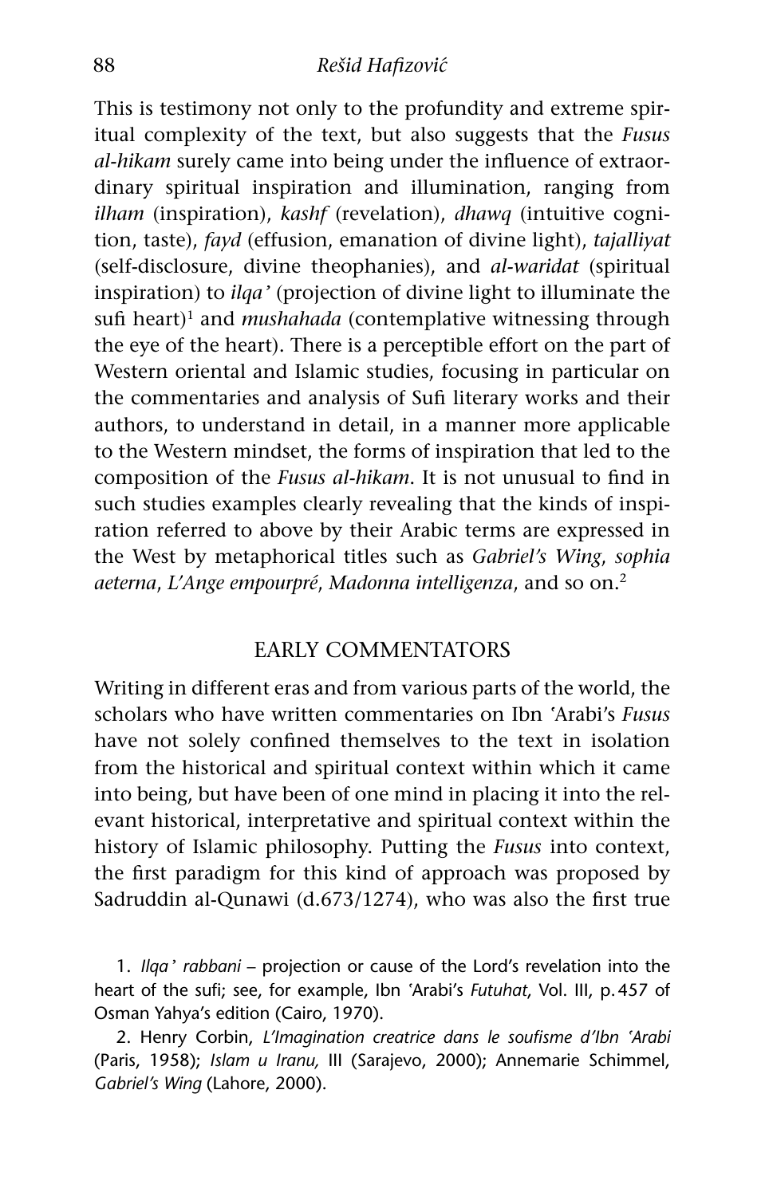This is testimony not only to the profundity and extreme spiritual complexity of the text, but also suggests that the *Fusus al-hikam* surely came into being under the influence of extraordinary spiritual inspiration and illumination, ranging from *ilham* (inspiration), *kashf* (revelation), *dhawq* (intuitive cognition, taste), *fayd* (effusion, emanation of divine light), *tajalliyat* (self-disclosure, divine theophanies), and *al-waridat* (spiritual inspiration) to *ilqa'* (projection of divine light to illuminate the sufi heart)[1] and *mushahada* (contemplative witnessing through the eye of the heart). There is a perceptible effort on the part of Western oriental and Islamic studies, focusing in particular on the commentaries and analysis of Sufi literary works and their authors, to understand in detail, in a manner more applicable to the Western mindset, the forms of inspiration that led to the composition of the *Fusus al-hikam*. It is not unusual to find in such studies examples clearly revealing that the kinds of inspiration referred to above by their Arabic terms are expressed in the West by metaphorical titles such as *Gabriel's Wing*, *sophia aeterna*, *L'Ange empourpré*, *Madonna intelligenza*, and so on.[2]

## EARLY COMMENTATORS

Writing in different eras and from various parts of the world, the scholars who have written commentaries on Ibn ʿArabi's *Fusus* have not solely confined themselves to the text in isolation from the historical and spiritual context within which it came into being, but have been of one mind in placing it into the relevant historical, interpretative and spiritual context within the history of Islamic philosophy. Putting the *Fusus* into context, the first paradigm for this kind of approach was proposed by Sadruddin al-Qunawi (d.673/1274), who was also the first true

1. *Ilqa' rabbani* – projection or cause of the Lord's revelation into the heart of the sufi; see, for example, Ibn ʿArabi's *Futuhat*, Vol. III, p. 457 of Osman Yahya's edition (Cairo, 1970).

2. Henry Corbin, *L'Imagination creatrice dans le soufisme d'Ibn ʿArabi* (Paris, 1958); *Islam u Iranu,* III (Sarajevo, 2000); Annemarie Schimmel, *Gabriel's Wing* (Lahore, 2000).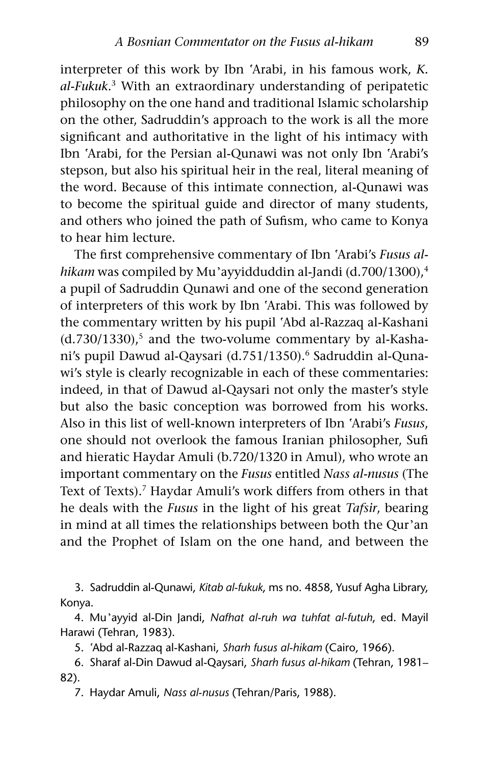interpreter of this work by Ibn ʿArabi, in his famous work, *K. al-Fukuk*.[3] With an extraordinary understanding of peripatetic philosophy on the one hand and traditional Islamic scholarship on the other, Sadruddin's approach to the work is all the more significant and authoritative in the light of his intimacy with Ibn ʿArabi, for the Persian al-Qunawi was not only Ibn ʿArabi's stepson, but also his spiritual heir in the real, literal meaning of the word. Because of this intimate connection, al-Qunawi was to become the spiritual guide and director of many students, and others who joined the path of Sufism, who came to Konya to hear him lecture.

The first comprehensive commentary of Ibn ʿArabi's *Fusus al-hikam* was compiled by Mu'ayyidduddin al-Jandi (d.700/1300),[4] a pupil of Sadruddin Qunawi and one of the second generation of interpreters of this work by Ibn ʿArabi. This was followed by the commentary written by his pupil ʿAbd al-Razzaq al-Kashani (d.730/1330),[5] and the two-volume commentary by al-Kashani's pupil Dawud al-Qaysari (d.751/1350).[6] Sadruddin al-Qunawi's style is clearly recognizable in each of these commentaries: indeed, in that of Dawud al-Qaysari not only the master's style but also the basic conception was borrowed from his works. Also in this list of well-known interpreters of Ibn ʿArabi's *Fusus*, one should not overlook the famous Iranian philosopher, Sufi and hieratic Haydar Amuli (b.720/1320 in Amul), who wrote an important commentary on the *Fusus* entitled *Nass al-nusus* (The Text of Texts).[7] Haydar Amuli's work differs from others in that he deals with the *Fusus* in the light of his great *Tafsir*, bearing in mind at all times the relationships between both the Qur'an and the Prophet of Islam on the one hand, and between the

3. Sadruddin al-Qunawi, *Kitab al-fukuk*, ms no. 4858, Yusuf Agha Library, Konya.

4. Mu'ayyid al-Din Jandi, *Nafhat al-ruh wa tuhfat al-futuh*, ed. Mayil Harawi (Tehran, 1983).

5. ʿAbd al-Razzaq al-Kashani, *Sharh fusus al-hikam* (Cairo, 1966).

6. Sharaf al-Din Dawud al-Qaysari, *Sharh fusus al-hikam* (Tehran, 1981–82).

7. Haydar Amuli, *Nass al-nusus* (Tehran/Paris, 1988).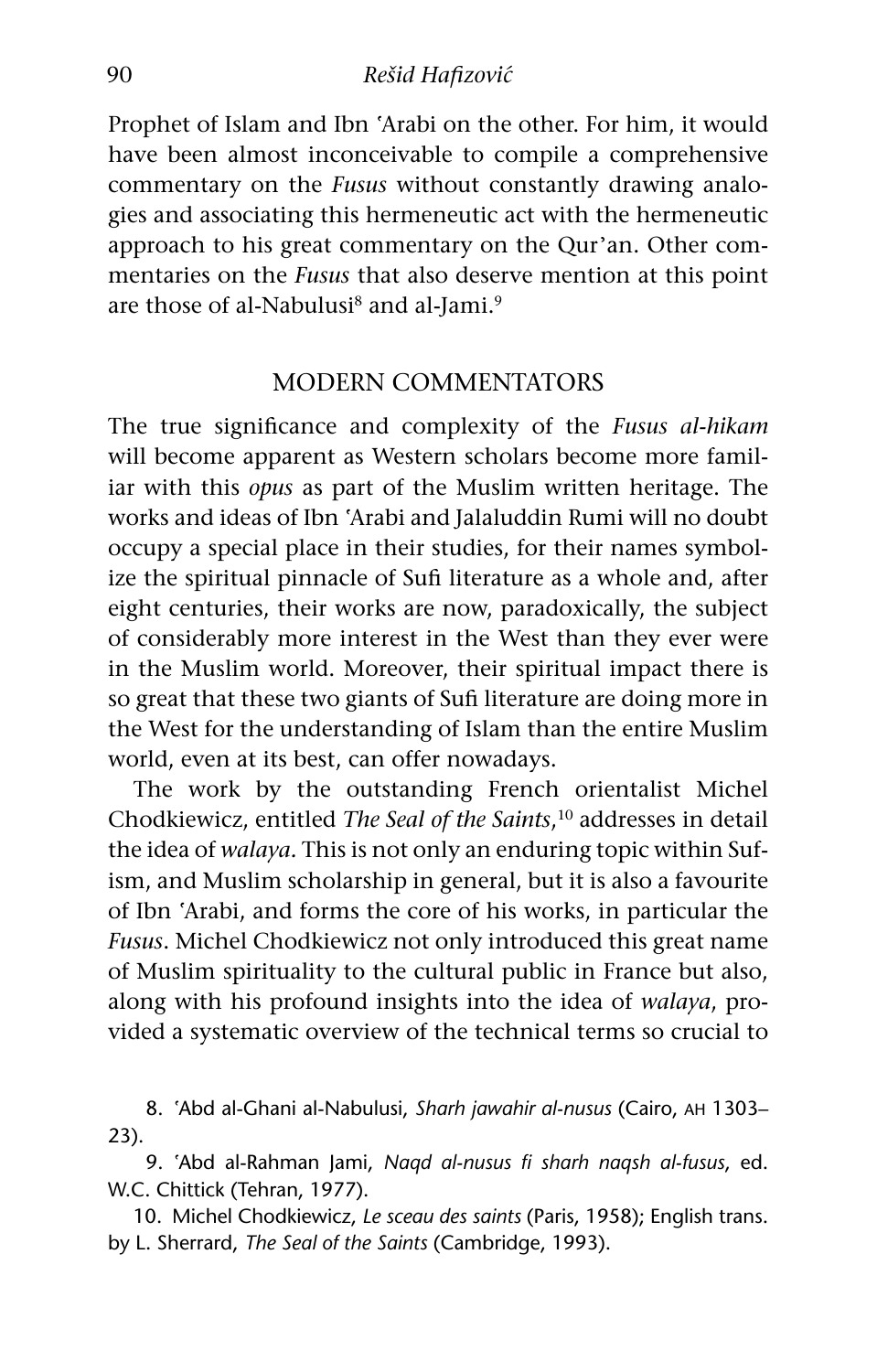Prophet of Islam and Ibn ʿArabi on the other. For him, it would have been almost inconceivable to compile a comprehensive commentary on the *Fusus* without constantly drawing analogies and associating this hermeneutic act with the hermeneutic approach to his great commentary on the Qur'an. Other commentaries on the *Fusus* that also deserve mention at this point are those of al-Nabulusi[8] and al-Jami.[9]

## MODERN COMMENTATORS

The true significance and complexity of the *Fusus al-hikam* will become apparent as Western scholars become more familiar with this *opus* as part of the Muslim written heritage. The works and ideas of Ibn ʿArabi and Jalaluddin Rumi will no doubt occupy a special place in their studies, for their names symbolize the spiritual pinnacle of Sufi literature as a whole and, after eight centuries, their works are now, paradoxically, the subject of considerably more interest in the West than they ever were in the Muslim world. Moreover, their spiritual impact there is so great that these two giants of Sufi literature are doing more in the West for the understanding of Islam than the entire Muslim world, even at its best, can offer nowadays.

The work by the outstanding French orientalist Michel Chodkiewicz, entitled *The Seal of the Saints*,[10] addresses in detail the idea of *walaya*. This is not only an enduring topic within Sufism, and Muslim scholarship in general, but it is also a favourite of Ibn ʿArabi, and forms the core of his works, in particular the *Fusus*. Michel Chodkiewicz not only introduced this great name of Muslim spirituality to the cultural public in France but also, along with his profound insights into the idea of *walaya*, provided a systematic overview of the technical terms so crucial to

8. ʿAbd al-Ghani al-Nabulusi, *Sharh jawahir al-nusus* (Cairo, AH 1303–23).

9. ʿAbd al-Rahman Jami, *Naqd al-nusus fi sharh naqsh al-fusus*, ed. W.C. Chittick (Tehran, 1977).

10. Michel Chodkiewicz, *Le sceau des saints* (Paris, 1958); English trans. by L. Sherrard, *The Seal of the Saints* (Cambridge, 1993).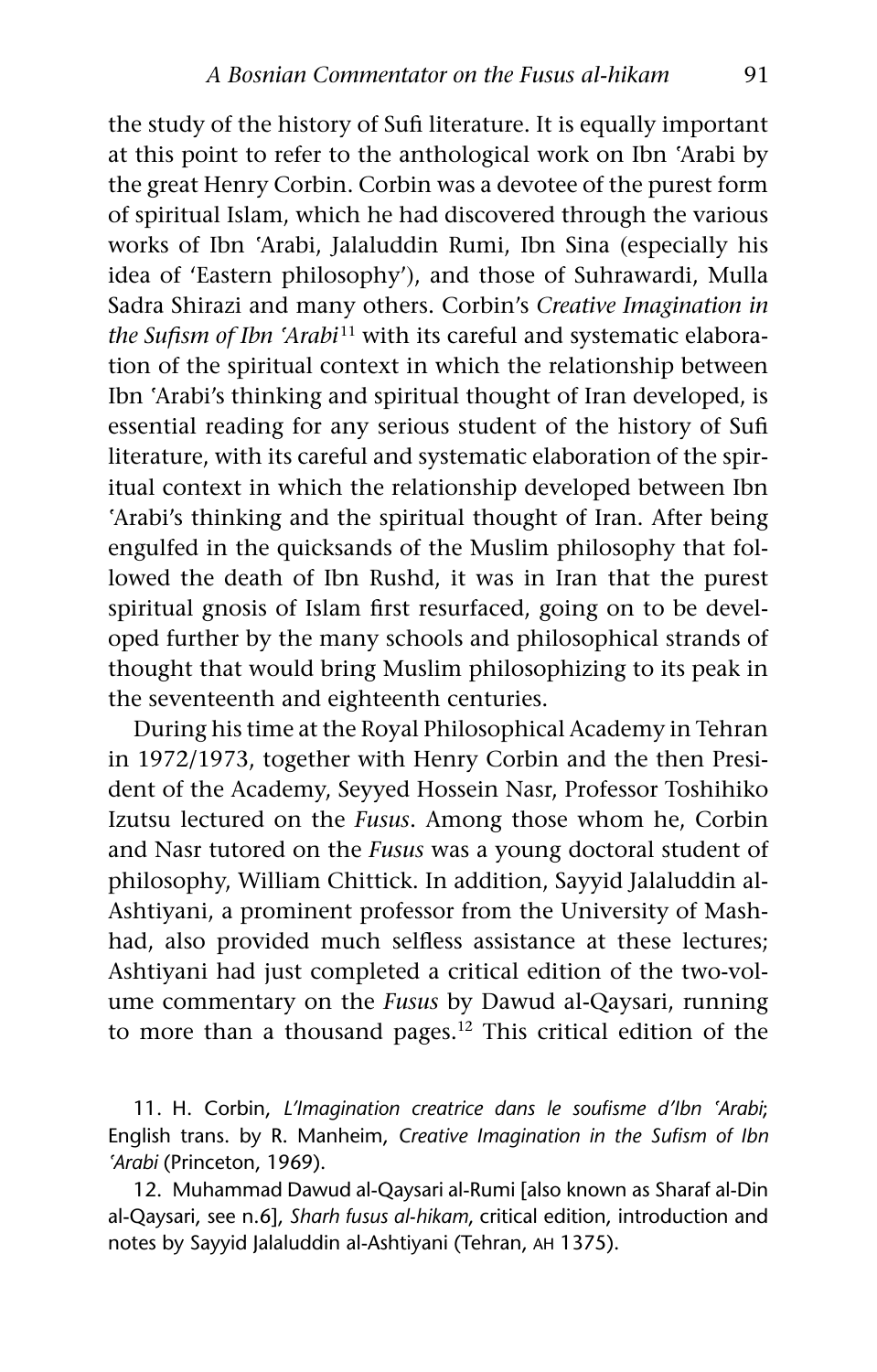the study of the history of Sufi literature. It is equally important at this point to refer to the anthological work on Ibn ʿArabi by the great Henry Corbin. Corbin was a devotee of the purest form of spiritual Islam, which he had discovered through the various works of Ibn ʿArabi, Jalaluddin Rumi, Ibn Sina (especially his idea of 'Eastern philosophy'), and those of Suhrawardi, Mulla Sadra Shirazi and many others. Corbin's *Creative Imagination in the Sufism of Ibn ʿArabi*[11] with its careful and systematic elaboration of the spiritual context in which the relationship between Ibn ʿArabi's thinking and spiritual thought of Iran developed, is essential reading for any serious student of the history of Sufi literature, with its careful and systematic elaboration of the spiritual context in which the relationship developed between Ibn ʿArabi's thinking and the spiritual thought of Iran. After being engulfed in the quicksands of the Muslim philosophy that followed the death of Ibn Rushd, it was in Iran that the purest spiritual gnosis of Islam first resurfaced, going on to be developed further by the many schools and philosophical strands of thought that would bring Muslim philosophizing to its peak in the seventeenth and eighteenth centuries.

During his time at the Royal Philosophical Academy in Tehran in 1972/1973, together with Henry Corbin and the then President of the Academy, Seyyed Hossein Nasr, Professor Toshihiko Izutsu lectured on the *Fusus*. Among those whom he, Corbin and Nasr tutored on the *Fusus* was a young doctoral student of philosophy, William Chittick. In addition, Sayyid Jalaluddin al-Ashtiyani, a prominent professor from the University of Mashhad, also provided much selfless assistance at these lectures; Ashtiyani had just completed a critical edition of the two-volume commentary on the *Fusus* by Dawud al-Qaysari, running to more than a thousand pages.[12] This critical edition of the

11. H. Corbin, *L'Imagination creatrice dans le soufisme d'Ibn ʿArabi*; English trans. by R. Manheim, *Creative Imagination in the Sufism of Ibn ʿArabi* (Princeton, 1969).

12. Muhammad Dawud al-Qaysari al-Rumi [also known as Sharaf al-Din al-Qaysari, see n.6], *Sharh fusus al-hikam*, critical edition, introduction and notes by Sayyid Jalaluddin al-Ashtiyani (Tehran, AH 1375).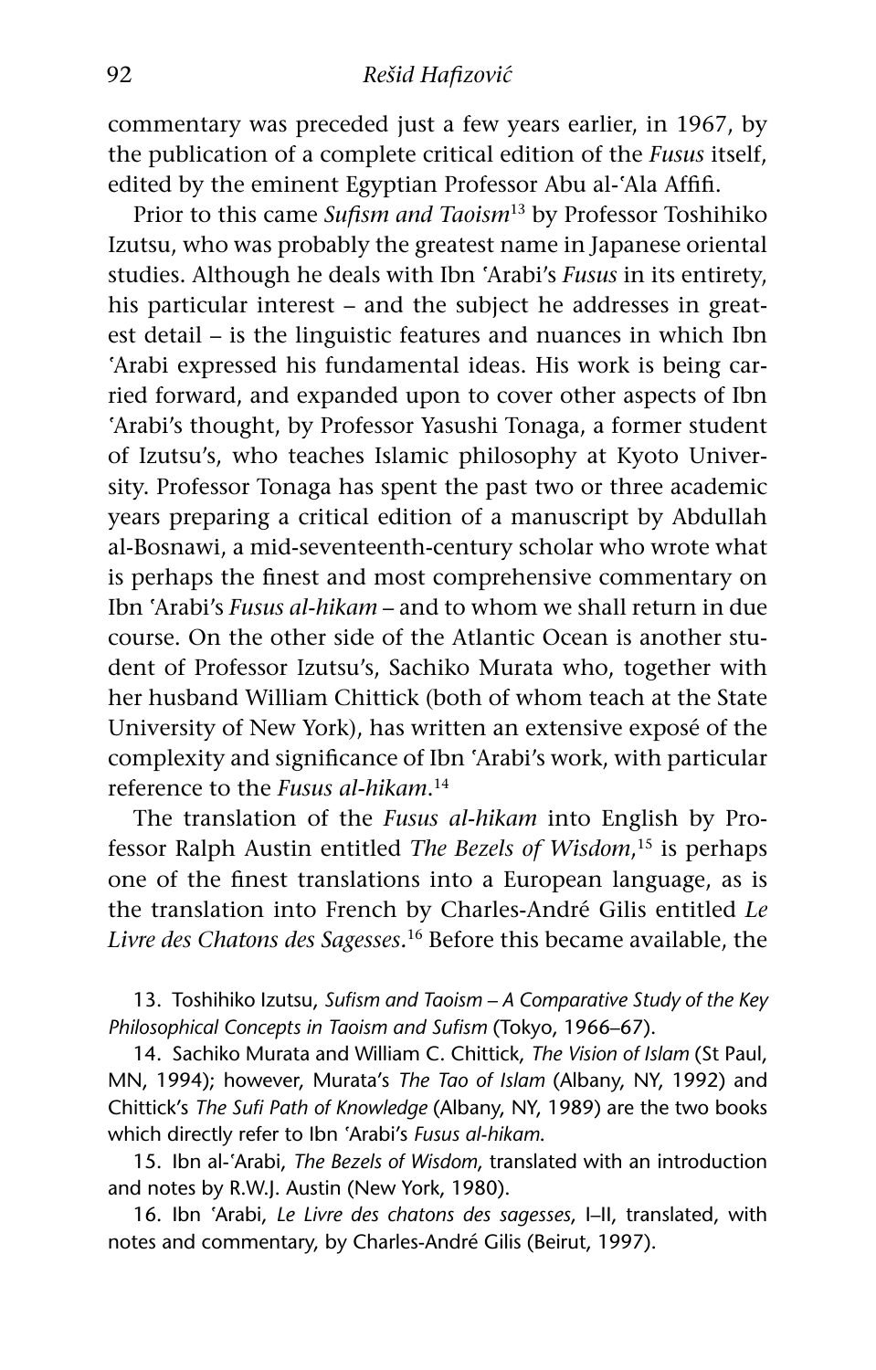commentary was preceded just a few years earlier, in 1967, by the publication of a complete critical edition of the *Fusus* itself, edited by the eminent Egyptian Professor Abu al-ʿAla Affifi.

Prior to this came *Sufism and Taoism*[13] by Professor Toshihiko Izutsu, who was probably the greatest name in Japanese oriental studies. Although he deals with Ibn ʿArabi's *Fusus* in its entirety, his particular interest – and the subject he addresses in greatest detail – is the linguistic features and nuances in which Ibn ʿArabi expressed his fundamental ideas. His work is being carried forward, and expanded upon to cover other aspects of Ibn ʿArabi's thought, by Professor Yasushi Tonaga, a former student of Izutsu's, who teaches Islamic philosophy at Kyoto University. Professor Tonaga has spent the past two or three academic years preparing a critical edition of a manuscript by Abdullah al-Bosnawi, a mid-seventeenth-century scholar who wrote what is perhaps the finest and most comprehensive commentary on Ibn ʿArabi's *Fusus al-hikam* – and to whom we shall return in due course. On the other side of the Atlantic Ocean is another student of Professor Izutsu's, Sachiko Murata who, together with her husband William Chittick (both of whom teach at the State University of New York), has written an extensive exposé of the complexity and significance of Ibn ʿArabi's work, with particular reference to the *Fusus al-hikam*.[14]

The translation of the *Fusus al-hikam* into English by Professor Ralph Austin entitled *The Bezels of Wisdom*,[15] is perhaps one of the finest translations into a European language, as is the translation into French by Charles-André Gilis entitled *Le Livre des Chatons des Sagesses*.[16] Before this became available, the

13. Toshihiko Izutsu, *Sufism and Taoism – A Comparative Study of the Key Philosophical Concepts in Taoism and Sufism* (Tokyo, 1966–67).

14. Sachiko Murata and William C. Chittick, *The Vision of Islam* (St Paul, MN, 1994); however, Murata's *The Tao of Islam* (Albany, NY, 1992) and Chittick's *The Sufi Path of Knowledge* (Albany, NY, 1989) are the two books which directly refer to Ibn ʿArabi's *Fusus al-hikam*.

15. Ibn al-ʿArabi, *The Bezels of Wisdom*, translated with an introduction and notes by R.W.J. Austin (New York, 1980).

16. Ibn ʿArabi, *Le Livre des chatons des sagesses*, I–II, translated, with notes and commentary, by Charles-André Gilis (Beirut, 1997).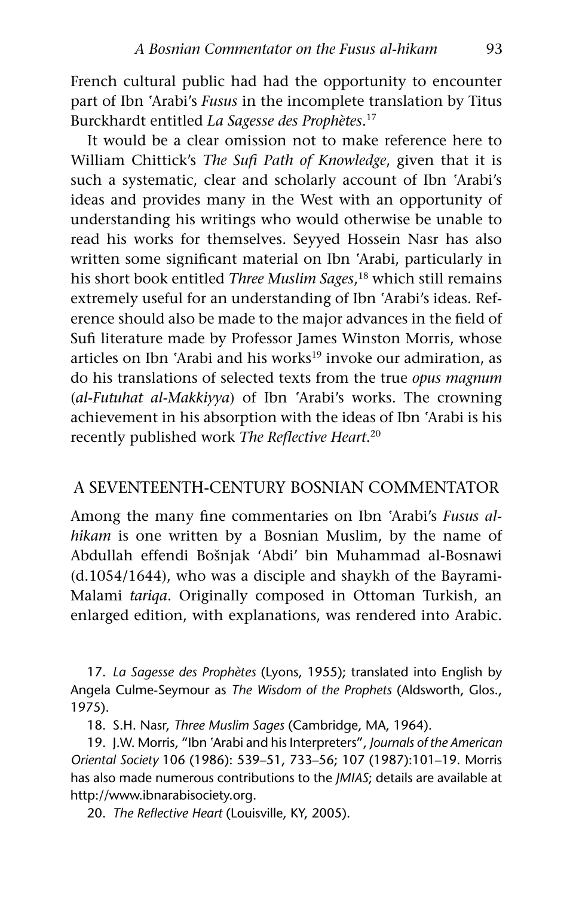French cultural public had had the opportunity to encounter part of Ibn ʿArabi's *Fusus* in the incomplete translation by Titus Burckhardt entitled *La Sagesse des Prophètes*.[17]

It would be a clear omission not to make reference here to William Chittick's *The Sufi Path of Knowledge*, given that it is such a systematic, clear and scholarly account of Ibn ʿArabi's ideas and provides many in the West with an opportunity of understanding his writings who would otherwise be unable to read his works for themselves. Seyyed Hossein Nasr has also written some significant material on Ibn ʿArabi, particularly in his short book entitled *Three Muslim Sages*,[18] which still remains extremely useful for an understanding of Ibn ʿArabi's ideas. Reference should also be made to the major advances in the field of Sufi literature made by Professor James Winston Morris, whose articles on Ibn ʿArabi and his works[19] invoke our admiration, as do his translations of selected texts from the true *opus magnum* (*al-Futuhat al-Makkiyya*) of Ibn ʿArabi's works. The crowning achievement in his absorption with the ideas of Ibn ʿArabi is his recently published work *The Reflective Heart*.[20]

## A SEVENTEENTH-CENTURY BOSNIAN COMMENTATOR

Among the many fine commentaries on Ibn ʿArabi's *Fusus al-hikam* is one written by a Bosnian Muslim, by the name of Abdullah effendi Bošnjak 'Abdi' bin Muhammad al-Bosnawi (d.1054/1644), who was a disciple and shaykh of the Bayrami-Malami *tariqa*. Originally composed in Ottoman Turkish, an enlarged edition, with explanations, was rendered into Arabic.

17. *La Sagesse des Prophètes* (Lyons, 1955); translated into English by Angela Culme-Seymour as *The Wisdom of the Prophets* (Aldsworth, Glos., 1975).

18. S.H. Nasr, *Three Muslim Sages* (Cambridge, MA, 1964).

19. J.W. Morris, "Ibn ʿArabi and his Interpreters", *Journals of the American Oriental Society* 106 (1986): 539–51, 733–56; 107 (1987):101–19. Morris has also made numerous contributions to the *JMIAS*; details are available at http://www.ibnarabisociety.org.

20. *The Reflective Heart* (Louisville, KY, 2005).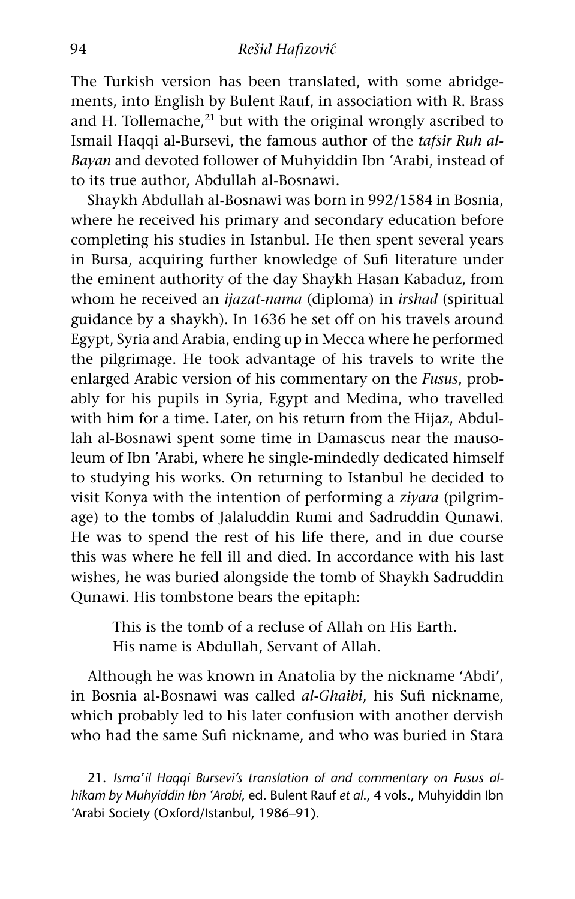The Turkish version has been translated, with some abridgements, into English by Bulent Rauf, in association with R. Brass and H. Tollemache,[21] but with the original wrongly ascribed to Ismail Haqqi al-Bursevi, the famous author of the *tafsir Ruh al-Bayan* and devoted follower of Muhyiddin Ibn ʿArabi, instead of to its true author, Abdullah al-Bosnawi.

Shaykh Abdullah al-Bosnawi was born in 992/1584 in Bosnia, where he received his primary and secondary education before completing his studies in Istanbul. He then spent several years in Bursa, acquiring further knowledge of Sufi literature under the eminent authority of the day Shaykh Hasan Kabaduz, from whom he received an *ijazat-nama* (diploma) in *irshad* (spiritual guidance by a shaykh). In 1636 he set off on his travels around Egypt, Syria and Arabia, ending up in Mecca where he performed the pilgrimage. He took advantage of his travels to write the enlarged Arabic version of his commentary on the *Fusus*, probably for his pupils in Syria, Egypt and Medina, who travelled with him for a time. Later, on his return from the Hijaz, Abdullah al-Bosnawi spent some time in Damascus near the mausoleum of Ibn ʿArabi, where he single-mindedly dedicated himself to studying his works. On returning to Istanbul he decided to visit Konya with the intention of performing a *ziyara* (pilgrimage) to the tombs of Jalaluddin Rumi and Sadruddin Qunawi. He was to spend the rest of his life there, and in due course this was where he fell ill and died. In accordance with his last wishes, he was buried alongside the tomb of Shaykh Sadruddin Qunawi. His tombstone bears the epitaph:

> This is the tomb of a recluse of Allah on His Earth.
> His name is Abdullah, Servant of Allah.

Although he was known in Anatolia by the nickname 'Abdi', in Bosnia al-Bosnawi was called *al-Ghaibi*, his Sufi nickname, which probably led to his later confusion with another dervish who had the same Sufi nickname, and who was buried in Stara

21. *Ismaʿil Haqqi Bursevi's translation of and commentary on Fusus al-hikam by Muhyiddin Ibn ʿArabi*, ed. Bulent Rauf *et al.*, 4 vols., Muhyiddin Ibn ʿArabi Society (Oxford/Istanbul, 1986–91).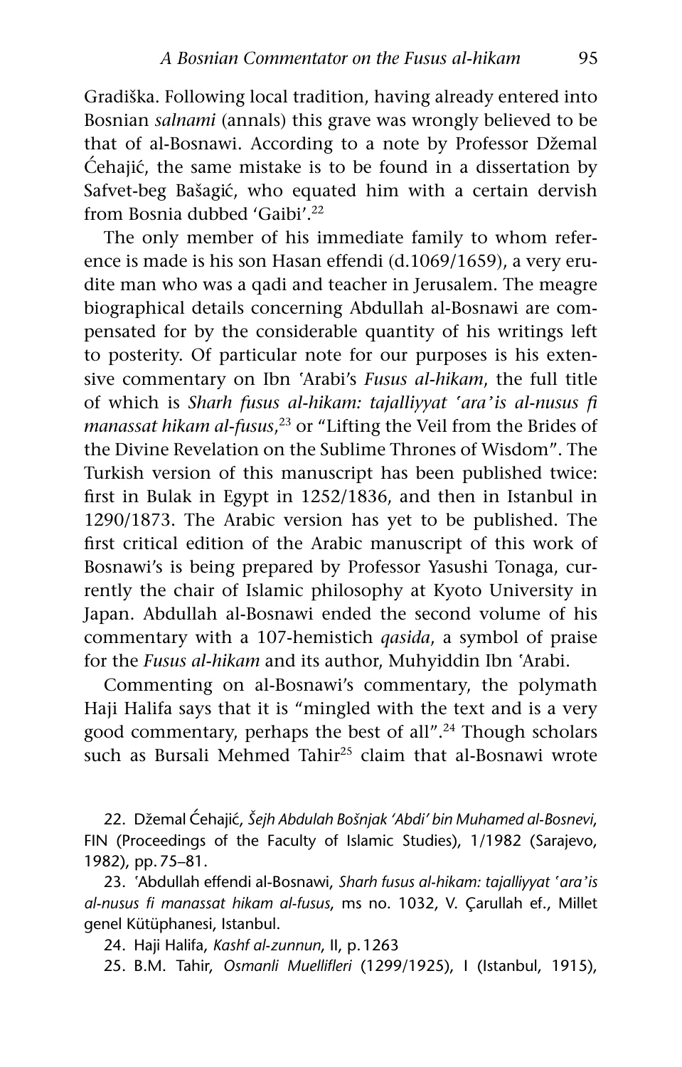Gradiška. Following local tradition, having already entered into Bosnian *salnami* (annals) this grave was wrongly believed to be that of al-Bosnawi. According to a note by Professor Džemal Ćehajić, the same mistake is to be found in a dissertation by Safvet-beg Bašagić, who equated him with a certain dervish from Bosnia dubbed 'Gaibi'.[22]

The only member of his immediate family to whom reference is made is his son Hasan effendi (d.1069/1659), a very erudite man who was a qadi and teacher in Jerusalem. The meagre biographical details concerning Abdullah al-Bosnawi are compensated for by the considerable quantity of his writings left to posterity. Of particular note for our purposes is his extensive commentary on Ibn ʿArabi's *Fusus al-hikam*, the full title of which is *Sharh fusus al-hikam: tajalliyyat ʿaraʾis al-nusus fi manassat hikam al-fusus*,[23] or "Lifting the Veil from the Brides of the Divine Revelation on the Sublime Thrones of Wisdom". The Turkish version of this manuscript has been published twice: first in Bulak in Egypt in 1252/1836, and then in Istanbul in 1290/1873. The Arabic version has yet to be published. The first critical edition of the Arabic manuscript of this work of Bosnawi's is being prepared by Professor Yasushi Tonaga, currently the chair of Islamic philosophy at Kyoto University in Japan. Abdullah al-Bosnawi ended the second volume of his commentary with a 107-hemistich *qasida*, a symbol of praise for the *Fusus al-hikam* and its author, Muhyiddin Ibn ʿArabi.

Commenting on al-Bosnawi's commentary, the polymath Haji Halifa says that it is "mingled with the text and is a very good commentary, perhaps the best of all".[24] Though scholars such as Bursali Mehmed Tahir[25] claim that al-Bosnawi wrote

22. Džemal Ćehajić, *Šejh Abdulah Bošnjak 'Abdi' bin Muhamed al-Bosnevi*, FIN (Proceedings of the Faculty of Islamic Studies), 1/1982 (Sarajevo, 1982), pp. 75–81.

23. ʿAbdullah effendi al-Bosnawi, *Sharh fusus al-hikam: tajalliyyat ʿaraʾis al-nusus fi manassat hikam al-fusus*, ms no. 1032, V. Çarullah ef., Millet genel Kütüphanesi, Istanbul.

24. Haji Halifa, *Kashf al-zunnun*, II, p. 1263

25. B.M. Tahir, *Osmanli Muellifleri* (1299/1925), I (Istanbul, 1915),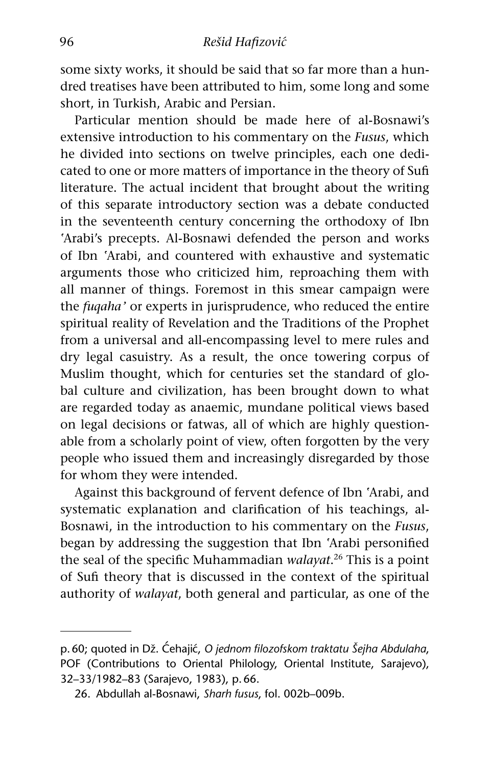some sixty works, it should be said that so far more than a hundred treatises have been attributed to him, some long and some short, in Turkish, Arabic and Persian.

Particular mention should be made here of al-Bosnawi's extensive introduction to his commentary on the *Fusus*, which he divided into sections on twelve principles, each one dedicated to one or more matters of importance in the theory of Sufi literature. The actual incident that brought about the writing of this separate introductory section was a debate conducted in the seventeenth century concerning the orthodoxy of Ibn ʿArabi's precepts. Al-Bosnawi defended the person and works of Ibn ʿArabi, and countered with exhaustive and systematic arguments those who criticized him, reproaching them with all manner of things. Foremost in this smear campaign were the *fuqaha'* or experts in jurisprudence, who reduced the entire spiritual reality of Revelation and the Traditions of the Prophet from a universal and all-encompassing level to mere rules and dry legal casuistry. As a result, the once towering corpus of Muslim thought, which for centuries set the standard of global culture and civilization, has been brought down to what are regarded today as anaemic, mundane political views based on legal decisions or fatwas, all of which are highly questionable from a scholarly point of view, often forgotten by the very people who issued them and increasingly disregarded by those for whom they were intended.

Against this background of fervent defence of Ibn ʿArabi, and systematic explanation and clarification of his teachings, al-Bosnawi, in the introduction to his commentary on the *Fusus*, began by addressing the suggestion that Ibn ʿArabi personified the seal of the specific Muhammadian *walayat*.[26] This is a point of Sufi theory that is discussed in the context of the spiritual authority of *walayat*, both general and particular, as one of the

---

p. 60; quoted in Dž. Ćehajić, *O jednom filozofskom traktatu Šejha Abdulaha*, POF (Contributions to Oriental Philology, Oriental Institute, Sarajevo), 32–33/1982–83 (Sarajevo, 1983), p. 66.

26. Abdullah al-Bosnawi, *Sharh fusus*, fol. 002b–009b.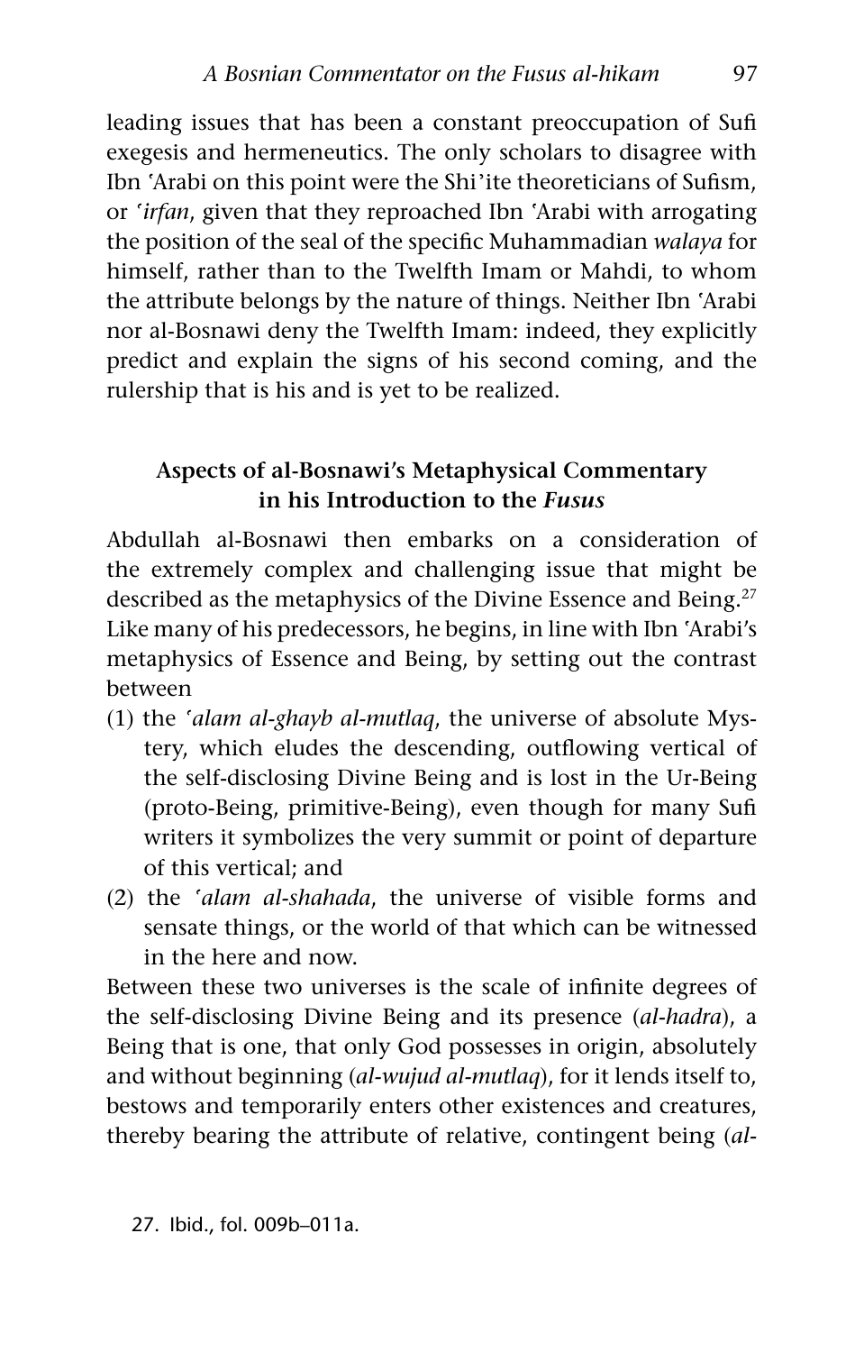leading issues that has been a constant preoccupation of Sufi exegesis and hermeneutics. The only scholars to disagree with Ibn ʿArabi on this point were the Shi'ite theoreticians of Sufism, or *ʿirfan*, given that they reproached Ibn ʿArabi with arrogating the position of the seal of the specific Muhammadian *walaya* for himself, rather than to the Twelfth Imam or Mahdi, to whom the attribute belongs by the nature of things. Neither Ibn ʿArabi nor al-Bosnawi deny the Twelfth Imam: indeed, they explicitly predict and explain the signs of his second coming, and the rulership that is his and is yet to be realized.

### Aspects of al-Bosnawi's Metaphysical Commentary in his Introduction to the *Fusus*

Abdullah al-Bosnawi then embarks on a consideration of the extremely complex and challenging issue that might be described as the metaphysics of the Divine Essence and Being.[27] Like many of his predecessors, he begins, in line with Ibn ʿArabi's metaphysics of Essence and Being, by setting out the contrast between

(1) the *ʿalam al-ghayb al-mutlaq*, the universe of absolute Mystery, which eludes the descending, outflowing vertical of the self-disclosing Divine Being and is lost in the Ur-Being (proto-Being, primitive-Being), even though for many Sufi writers it symbolizes the very summit or point of departure of this vertical; and
(2) the *ʿalam al-shahada*, the universe of visible forms and sensate things, or the world of that which can be witnessed in the here and now.

Between these two universes is the scale of infinite degrees of the self-disclosing Divine Being and its presence (*al-hadra*), a Being that is one, that only God possesses in origin, absolutely and without beginning (*al-wujud al-mutlaq*), for it lends itself to, bestows and temporarily enters other existences and creatures, thereby bearing the attribute of relative, contingent being (*al-*

27. Ibid., fol. 009b–011a.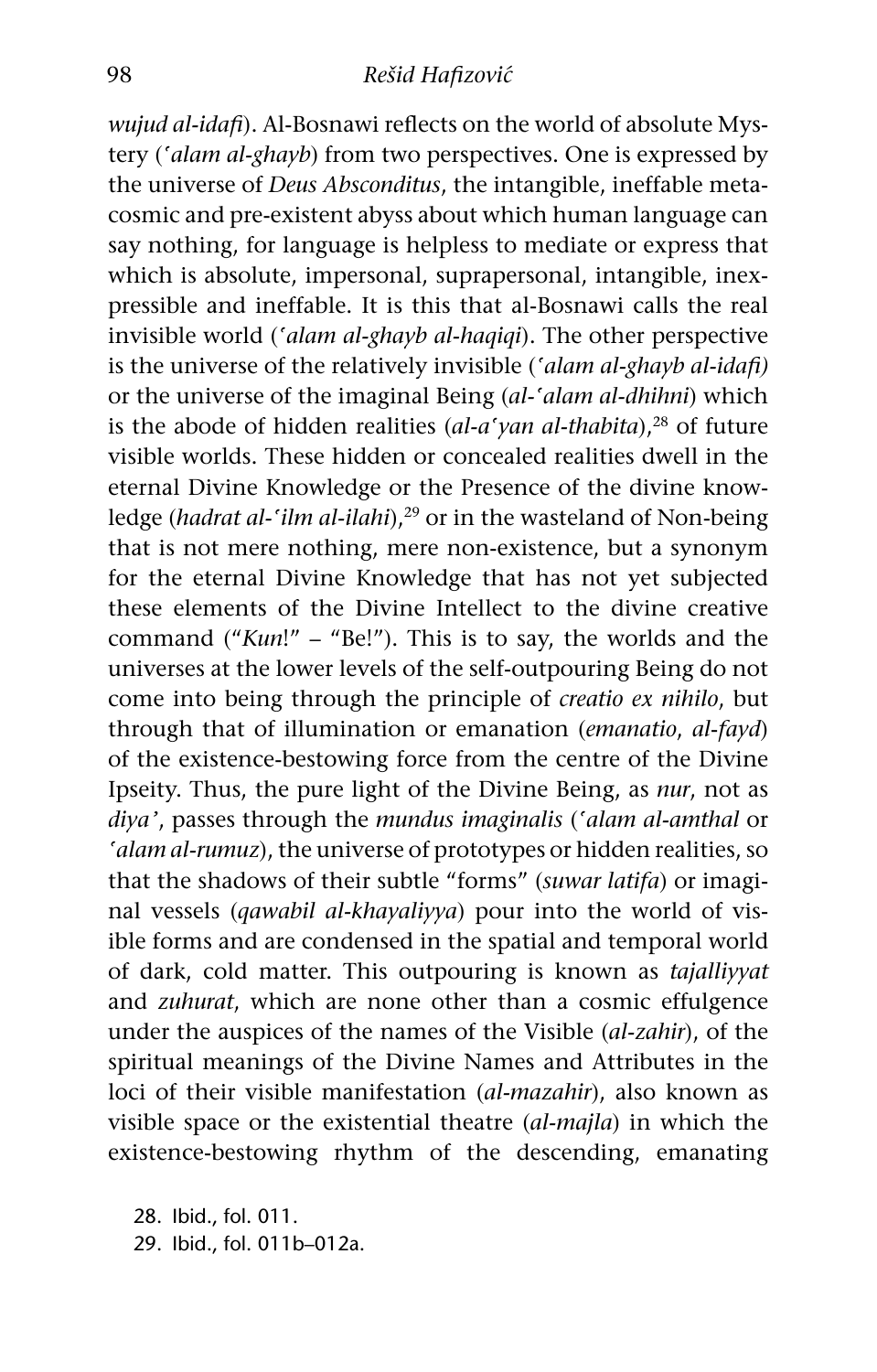*wujud al-idafi*). Al-Bosnawi reflects on the world of absolute Mystery (*ʿalam al-ghayb*) from two perspectives. One is expressed by the universe of *Deus Absconditus*, the intangible, ineffable metacosmic and pre-existent abyss about which human language can say nothing, for language is helpless to mediate or express that which is absolute, impersonal, suprapersonal, intangible, inexpressible and ineffable. It is this that al-Bosnawi calls the real invisible world (*ʿalam al-ghayb al-haqiqi*). The other perspective is the universe of the relatively invisible (*ʿalam al-ghayb al-idafi)* or the universe of the imaginal Being (*al-ʿalam al-dhihni*) which is the abode of hidden realities (*al-aʿyan al-thabita*),[28] of future visible worlds. These hidden or concealed realities dwell in the eternal Divine Knowledge or the Presence of the divine knowledge (*hadrat al-ʿilm al-ilahi*),[29] or in the wasteland of Non-being that is not mere nothing, mere non-existence, but a synonym for the eternal Divine Knowledge that has not yet subjected these elements of the Divine Intellect to the divine creative command ("*Kun*!" – "Be!"). This is to say, the worlds and the universes at the lower levels of the self-outpouring Being do not come into being through the principle of *creatio ex nihilo*, but through that of illumination or emanation (*emanatio*, *al-fayd*) of the existence-bestowing force from the centre of the Divine Ipseity. Thus, the pure light of the Divine Being, as *nur*, not as *diya'*, passes through the *mundus imaginalis* (*ʿalam al-amthal* or *ʿalam al-rumuz*), the universe of prototypes or hidden realities, so that the shadows of their subtle "forms" (*suwar latifa*) or imaginal vessels (*qawabil al-khayaliyya*) pour into the world of visible forms and are condensed in the spatial and temporal world of dark, cold matter. This outpouring is known as *tajalliyyat* and *zuhurat*, which are none other than a cosmic effulgence under the auspices of the names of the Visible (*al-zahir*), of the spiritual meanings of the Divine Names and Attributes in the loci of their visible manifestation (*al-mazahir*), also known as visible space or the existential theatre (*al-majla*) in which the existence-bestowing rhythm of the descending, emanating

28. Ibid., fol. 011.
29. Ibid., fol. 011b–012a.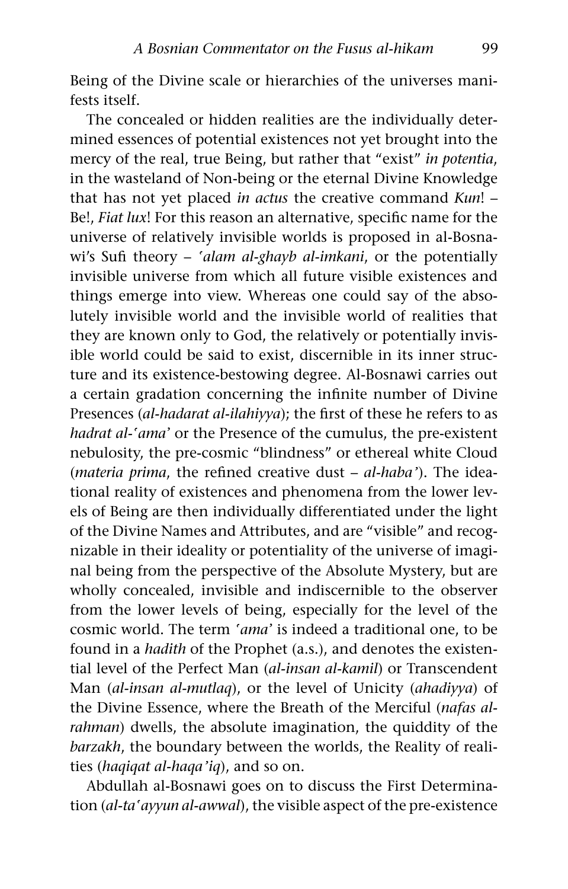Being of the Divine scale or hierarchies of the universes manifests itself.

The concealed or hidden realities are the individually determined essences of potential existences not yet brought into the mercy of the real, true Being, but rather that "exist" *in potentia*, in the wasteland of Non-being or the eternal Divine Knowledge that has not yet placed *in actus* the creative command *Kun*! – Be!, *Fiat lux*! For this reason an alternative, specific name for the universe of relatively invisible worlds is proposed in al-Bosnawi's Sufi theory – *ʿalam al-ghayb al-imkani*, or the potentially invisible universe from which all future visible existences and things emerge into view. Whereas one could say of the absolutely invisible world and the invisible world of realities that they are known only to God, the relatively or potentially invisible world could be said to exist, discernible in its inner structure and its existence-bestowing degree. Al-Bosnawi carries out a certain gradation concerning the infinite number of Divine Presences (*al-hadarat al-ilahiyya*); the first of these he refers to as *hadrat al-ʿama'* or the Presence of the cumulus, the pre-existent nebulosity, the pre-cosmic "blindness" or ethereal white Cloud (*materia prima*, the refined creative dust – *al-haba'*). The ideational reality of existences and phenomena from the lower levels of Being are then individually differentiated under the light of the Divine Names and Attributes, and are "visible" and recognizable in their ideality or potentiality of the universe of imaginal being from the perspective of the Absolute Mystery, but are wholly concealed, invisible and indiscernible to the observer from the lower levels of being, especially for the level of the cosmic world. The term *ʿama'* is indeed a traditional one, to be found in a *hadith* of the Prophet (a.s.), and denotes the existential level of the Perfect Man (*al-insan al-kamil*) or Transcendent Man (*al-insan al-mutlaq*), or the level of Unicity (*ahadiyya*) of the Divine Essence, where the Breath of the Merciful (*nafas al-rahman*) dwells, the absolute imagination, the quiddity of the *barzakh*, the boundary between the worlds, the Reality of realities (*haqiqat al-haqa'iq*), and so on.

Abdullah al-Bosnawi goes on to discuss the First Determination (*al-taʿayyun al-awwal*), the visible aspect of the pre-existence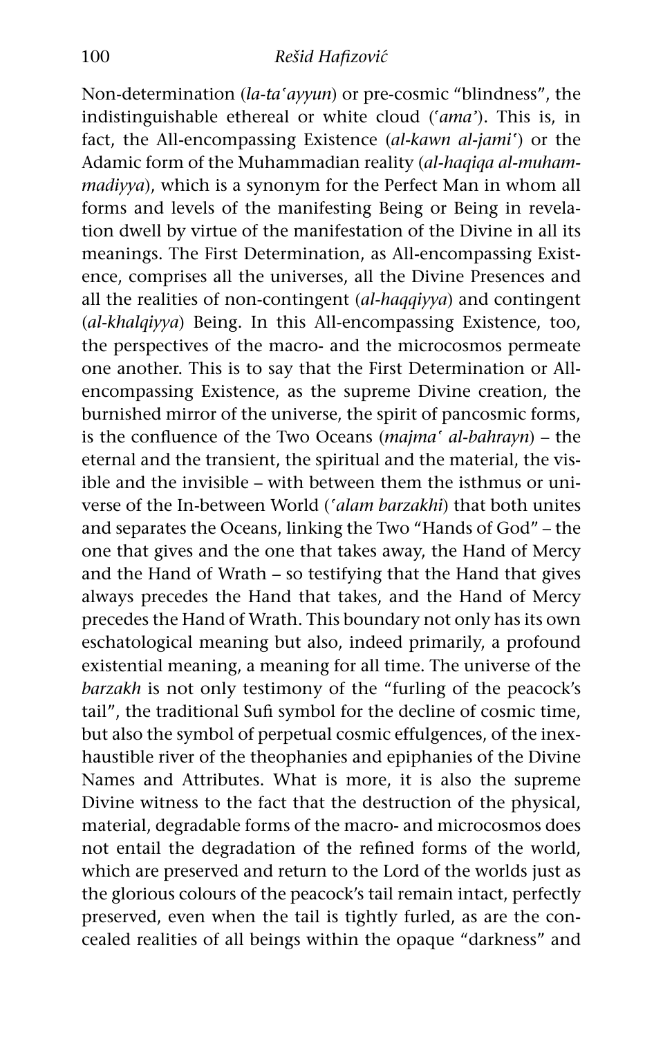Non-determination (*la-taʿayyun*) or pre-cosmic "blindness", the indistinguishable ethereal or white cloud (*ʿama'*). This is, in fact, the All-encompassing Existence (*al-kawn al-jamiʿ*) or the Adamic form of the Muhammadian reality (*al-haqiqa al-muhammadiyya*), which is a synonym for the Perfect Man in whom all forms and levels of the manifesting Being or Being in revelation dwell by virtue of the manifestation of the Divine in all its meanings. The First Determination, as All-encompassing Existence, comprises all the universes, all the Divine Presences and all the realities of non-contingent (*al-haqqiyya*) and contingent (*al-khalqiyya*) Being. In this All-encompassing Existence, too, the perspectives of the macro- and the microcosmos permeate one another. This is to say that the First Determination or All-encompassing Existence, as the supreme Divine creation, the burnished mirror of the universe, the spirit of pancosmic forms, is the confluence of the Two Oceans (*majmaʿ al-bahrayn*) – the eternal and the transient, the spiritual and the material, the visible and the invisible – with between them the isthmus or universe of the In-between World (*ʿalam barzakhi*) that both unites and separates the Oceans, linking the Two "Hands of God" – the one that gives and the one that takes away, the Hand of Mercy and the Hand of Wrath – so testifying that the Hand that gives always precedes the Hand that takes, and the Hand of Mercy precedes the Hand of Wrath. This boundary not only has its own eschatological meaning but also, indeed primarily, a profound existential meaning, a meaning for all time. The universe of the *barzakh* is not only testimony of the "furling of the peacock's tail", the traditional Sufi symbol for the decline of cosmic time, but also the symbol of perpetual cosmic effulgences, of the inexhaustible river of the theophanies and epiphanies of the Divine Names and Attributes. What is more, it is also the supreme Divine witness to the fact that the destruction of the physical, material, degradable forms of the macro- and microcosmos does not entail the degradation of the refined forms of the world, which are preserved and return to the Lord of the worlds just as the glorious colours of the peacock's tail remain intact, perfectly preserved, even when the tail is tightly furled, as are the concealed realities of all beings within the opaque "darkness" and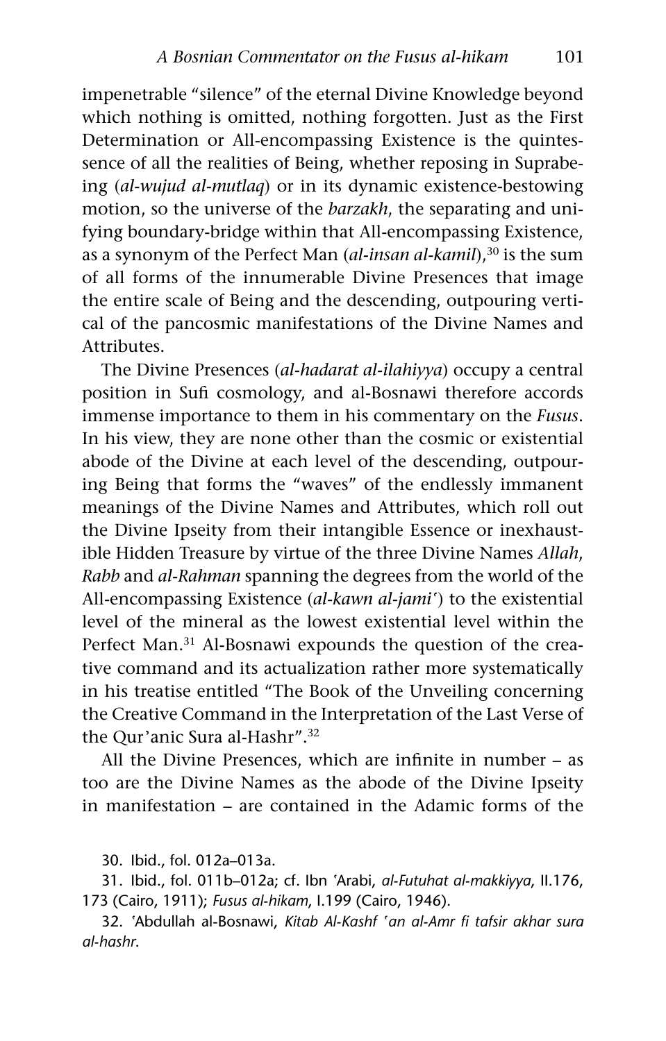impenetrable "silence" of the eternal Divine Knowledge beyond which nothing is omitted, nothing forgotten. Just as the First Determination or All-encompassing Existence is the quintessence of all the realities of Being, whether reposing in Suprabeing (*al-wujud al-mutlaq*) or in its dynamic existence-bestowing motion, so the universe of the *barzakh*, the separating and unifying boundary-bridge within that All-encompassing Existence, as a synonym of the Perfect Man (*al-insan al-kamil*),[30] is the sum of all forms of the innumerable Divine Presences that image the entire scale of Being and the descending, outpouring vertical of the pancosmic manifestations of the Divine Names and Attributes.

The Divine Presences (*al-hadarat al-ilahiyya*) occupy a central position in Sufi cosmology, and al-Bosnawi therefore accords immense importance to them in his commentary on the *Fusus*. In his view, they are none other than the cosmic or existential abode of the Divine at each level of the descending, outpouring Being that forms the "waves" of the endlessly immanent meanings of the Divine Names and Attributes, which roll out the Divine Ipseity from their intangible Essence or inexhaustible Hidden Treasure by virtue of the three Divine Names *Allah*, *Rabb* and *al-Rahman* spanning the degrees from the world of the All-encompassing Existence (*al-kawn al-jamiʿ*) to the existential level of the mineral as the lowest existential level within the Perfect Man.[31] Al-Bosnawi expounds the question of the creative command and its actualization rather more systematically in his treatise entitled "The Book of the Unveiling concerning the Creative Command in the Interpretation of the Last Verse of the Qur'anic Sura al-Hashr".[32]

All the Divine Presences, which are infinite in number – as too are the Divine Names as the abode of the Divine Ipseity in manifestation – are contained in the Adamic forms of the

30. Ibid., fol. 012a–013a.

31. Ibid., fol. 011b–012a; cf. Ibn ʿArabi, *al-Futuhat al-makkiyya*, II.176, 173 (Cairo, 1911); *Fusus al-hikam*, I.199 (Cairo, 1946).

32. ʿAbdullah al-Bosnawi, *Kitab Al-Kashf ʿan al-Amr fi tafsir akhar sura al-hashr*.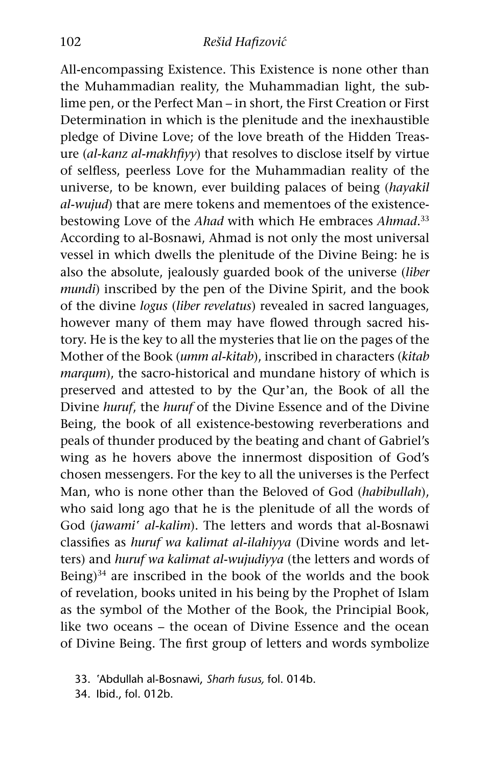All-encompassing Existence. This Existence is none other than the Muhammadian reality, the Muhammadian light, the sublime pen, or the Perfect Man – in short, the First Creation or First Determination in which is the plenitude and the inexhaustible pledge of Divine Love; of the love breath of the Hidden Treasure (*al-kanz al-makhfiyy*) that resolves to disclose itself by virtue of selfless, peerless Love for the Muhammadian reality of the universe, to be known, ever building palaces of being (*hayakil al-wujud*) that are mere tokens and mementoes of the existence-bestowing Love of the *Ahad* with which He embraces *Ahmad*.[33] According to al-Bosnawi, Ahmad is not only the most universal vessel in which dwells the plenitude of the Divine Being: he is also the absolute, jealously guarded book of the universe (*liber mundi*) inscribed by the pen of the Divine Spirit, and the book of the divine *logus* (*liber revelatus*) revealed in sacred languages, however many of them may have flowed through sacred history. He is the key to all the mysteries that lie on the pages of the Mother of the Book (*umm al-kitab*), inscribed in characters (*kitab marqum*), the sacro-historical and mundane history of which is preserved and attested to by the Qur'an, the Book of all the Divine *huruf*, the *huruf* of the Divine Essence and of the Divine Being, the book of all existence-bestowing reverberations and peals of thunder produced by the beating and chant of Gabriel's wing as he hovers above the innermost disposition of God's chosen messengers. For the key to all the universes is the Perfect Man, who is none other than the Beloved of God (*habibullah*), who said long ago that he is the plenitude of all the words of God (*jawamiʿ al-kalim*). The letters and words that al-Bosnawi classifies as *huruf wa kalimat al-ilahiyya* (Divine words and letters) and *huruf wa kalimat al-wujudiyya* (the letters and words of Being)[34] are inscribed in the book of the worlds and the book of revelation, books united in his being by the Prophet of Islam as the symbol of the Mother of the Book, the Principial Book, like two oceans – the ocean of Divine Essence and the ocean of Divine Being. The first group of letters and words symbolize

33. ʿAbdullah al-Bosnawi, *Sharh fusus,* fol. 014b.

34. Ibid., fol. 012b.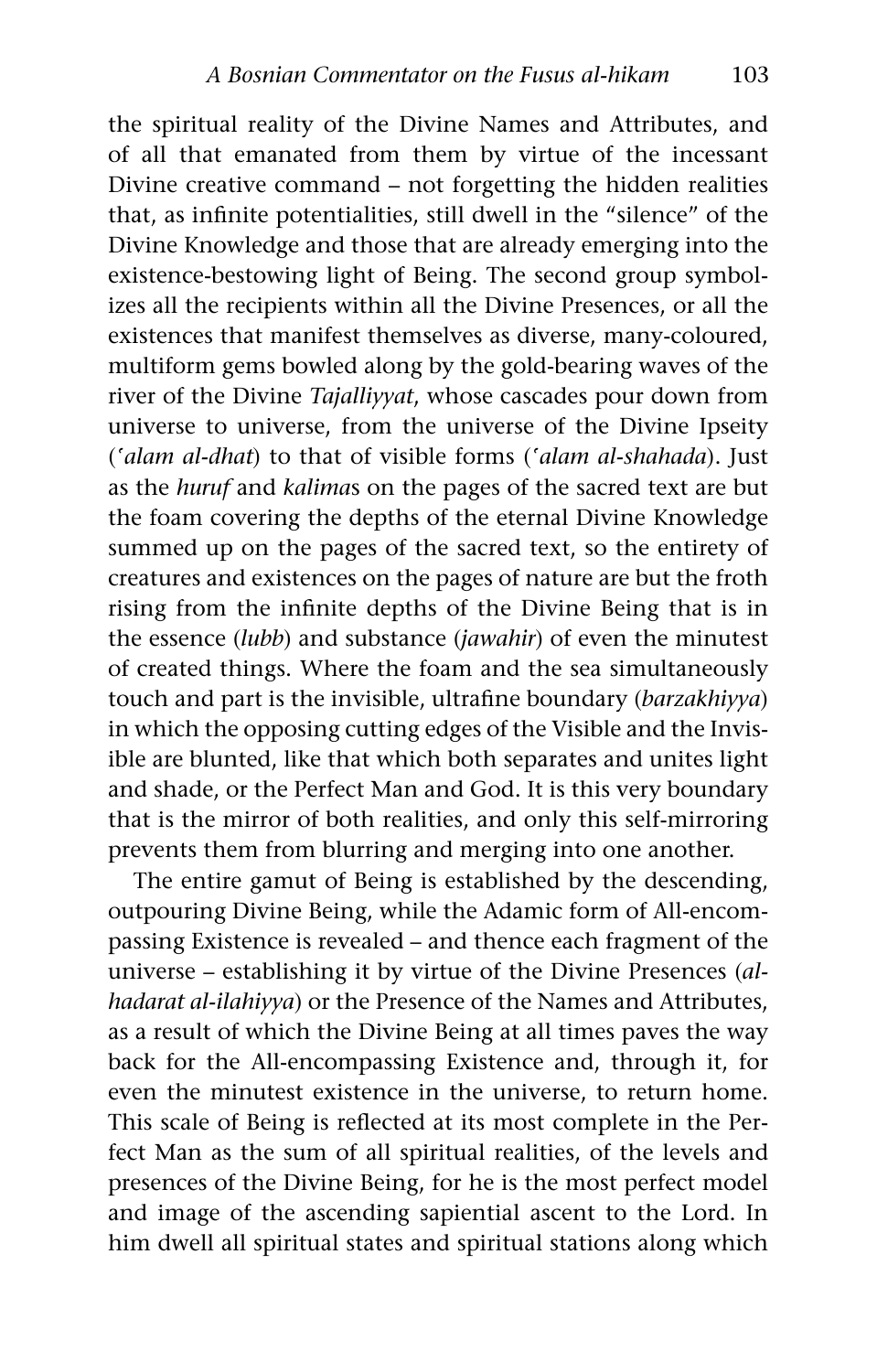the spiritual reality of the Divine Names and Attributes, and of all that emanated from them by virtue of the incessant Divine creative command – not forgetting the hidden realities that, as infinite potentialities, still dwell in the "silence" of the Divine Knowledge and those that are already emerging into the existence-bestowing light of Being. The second group symbolizes all the recipients within all the Divine Presences, or all the existences that manifest themselves as diverse, many-coloured, multiform gems bowled along by the gold-bearing waves of the river of the Divine *Tajalliyyat*, whose cascades pour down from universe to universe, from the universe of the Divine Ipseity (*ʻalam al-dhat*) to that of visible forms (*ʻalam al-shahada*). Just as the *huruf* and *kalima*s on the pages of the sacred text are but the foam covering the depths of the eternal Divine Knowledge summed up on the pages of the sacred text, so the entirety of creatures and existences on the pages of nature are but the froth rising from the infinite depths of the Divine Being that is in the essence (*lubb*) and substance (*jawahir*) of even the minutest of created things. Where the foam and the sea simultaneously touch and part is the invisible, ultrafine boundary (*barzakhiyya*) in which the opposing cutting edges of the Visible and the Invisible are blunted, like that which both separates and unites light and shade, or the Perfect Man and God. It is this very boundary that is the mirror of both realities, and only this self-mirroring prevents them from blurring and merging into one another.

The entire gamut of Being is established by the descending, outpouring Divine Being, while the Adamic form of All-encompassing Existence is revealed – and thence each fragment of the universe – establishing it by virtue of the Divine Presences (*al-hadarat al-ilahiyya*) or the Presence of the Names and Attributes, as a result of which the Divine Being at all times paves the way back for the All-encompassing Existence and, through it, for even the minutest existence in the universe, to return home. This scale of Being is reflected at its most complete in the Perfect Man as the sum of all spiritual realities, of the levels and presences of the Divine Being, for he is the most perfect model and image of the ascending sapiential ascent to the Lord. In him dwell all spiritual states and spiritual stations along which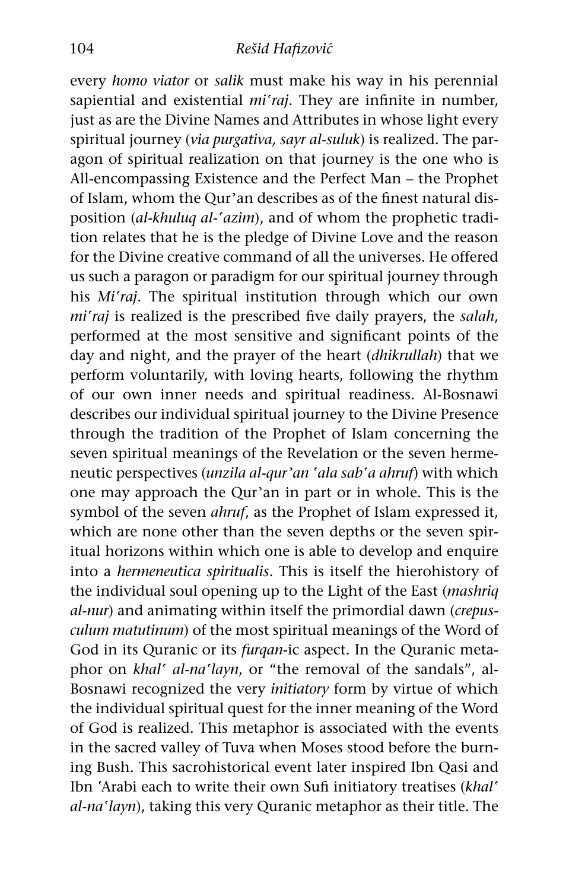every *homo viator* or *salik* must make his way in his perennial sapiential and existential *miʿraj*. They are infinite in number, just as are the Divine Names and Attributes in whose light every spiritual journey (*via purgativa, sayr al-suluk*) is realized. The paragon of spiritual realization on that journey is the one who is All-encompassing Existence and the Perfect Man – the Prophet of Islam, whom the Qur'an describes as of the finest natural disposition (*al-khuluq al-ʿazim*), and of whom the prophetic tradition relates that he is the pledge of Divine Love and the reason for the Divine creative command of all the universes. He offered us such a paragon or paradigm for our spiritual journey through his *Miʿraj*. The spiritual institution through which our own *miʿraj* is realized is the prescribed five daily prayers, the *salah*, performed at the most sensitive and significant points of the day and night, and the prayer of the heart (*dhikrullah*) that we perform voluntarily, with loving hearts, following the rhythm of our own inner needs and spiritual readiness. Al-Bosnawi describes our individual spiritual journey to the Divine Presence through the tradition of the Prophet of Islam concerning the seven spiritual meanings of the Revelation or the seven hermeneutic perspectives (*unzila al-qur'an ʿala sabʿa ahruf*) with which one may approach the Qur'an in part or in whole. This is the symbol of the seven *ahruf*, as the Prophet of Islam expressed it, which are none other than the seven depths or the seven spiritual horizons within which one is able to develop and enquire into a *hermeneutica spiritualis*. This is itself the hierohistory of the individual soul opening up to the Light of the East (*mashriq al-nur*) and animating within itself the primordial dawn (*crepusculum matutinum*) of the most spiritual meanings of the Word of God in its Quranic or its *furqan*-ic aspect. In the Quranic metaphor on *khalʿ al-naʿlayn*, or "the removal of the sandals", al-Bosnawi recognized the very *initiatory* form by virtue of which the individual spiritual quest for the inner meaning of the Word of God is realized. This metaphor is associated with the events in the sacred valley of Tuva when Moses stood before the burning Bush. This sacrohistorical event later inspired Ibn Qasi and Ibn ʿArabi each to write their own Sufi initiatory treatises (*khalʿ al-naʿlayn*), taking this very Quranic metaphor as their title. The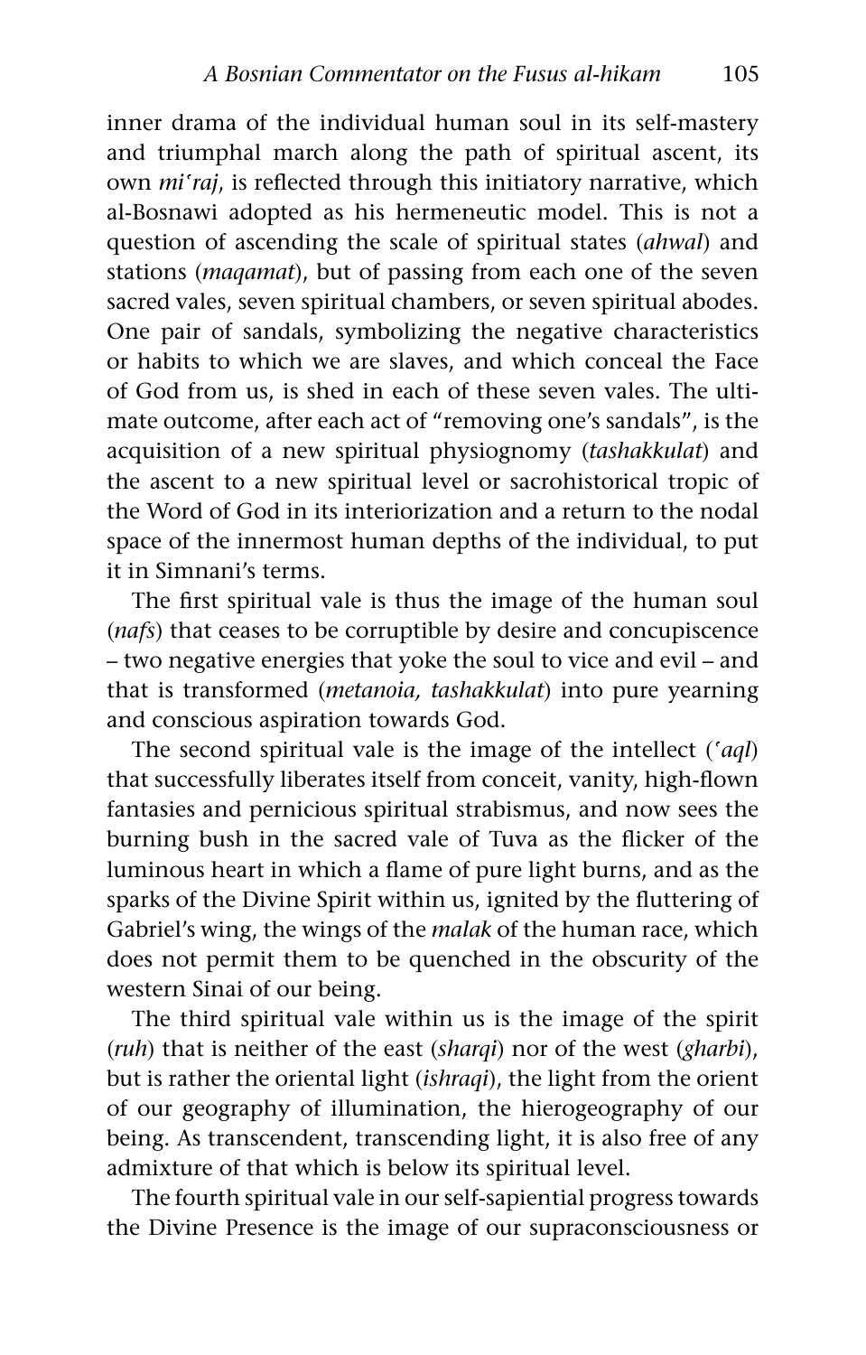inner drama of the individual human soul in its self-mastery and triumphal march along the path of spiritual ascent, its own *mi'raj*, is reflected through this initiatory narrative, which al-Bosnawi adopted as his hermeneutic model. This is not a question of ascending the scale of spiritual states (*ahwal*) and stations (*maqamat*), but of passing from each one of the seven sacred vales, seven spiritual chambers, or seven spiritual abodes. One pair of sandals, symbolizing the negative characteristics or habits to which we are slaves, and which conceal the Face of God from us, is shed in each of these seven vales. The ultimate outcome, after each act of "removing one's sandals", is the acquisition of a new spiritual physiognomy (*tashakkulat*) and the ascent to a new spiritual level or sacrohistorical tropic of the Word of God in its interiorization and a return to the nodal space of the innermost human depths of the individual, to put it in Simnani's terms.

The first spiritual vale is thus the image of the human soul (*nafs*) that ceases to be corruptible by desire and concupiscence – two negative energies that yoke the soul to vice and evil – and that is transformed (*metanoia, tashakkulat*) into pure yearning and conscious aspiration towards God.

The second spiritual vale is the image of the intellect (*'aql*) that successfully liberates itself from conceit, vanity, high-flown fantasies and pernicious spiritual strabismus, and now sees the burning bush in the sacred vale of Tuva as the flicker of the luminous heart in which a flame of pure light burns, and as the sparks of the Divine Spirit within us, ignited by the fluttering of Gabriel's wing, the wings of the *malak* of the human race, which does not permit them to be quenched in the obscurity of the western Sinai of our being.

The third spiritual vale within us is the image of the spirit (*ruh*) that is neither of the east (*sharqi*) nor of the west (*gharbi*), but is rather the oriental light (*ishraqi*), the light from the orient of our geography of illumination, the hierogeography of our being. As transcendent, transcending light, it is also free of any admixture of that which is below its spiritual level.

The fourth spiritual vale in our self-sapiential progress towards the Divine Presence is the image of our supraconsciousness or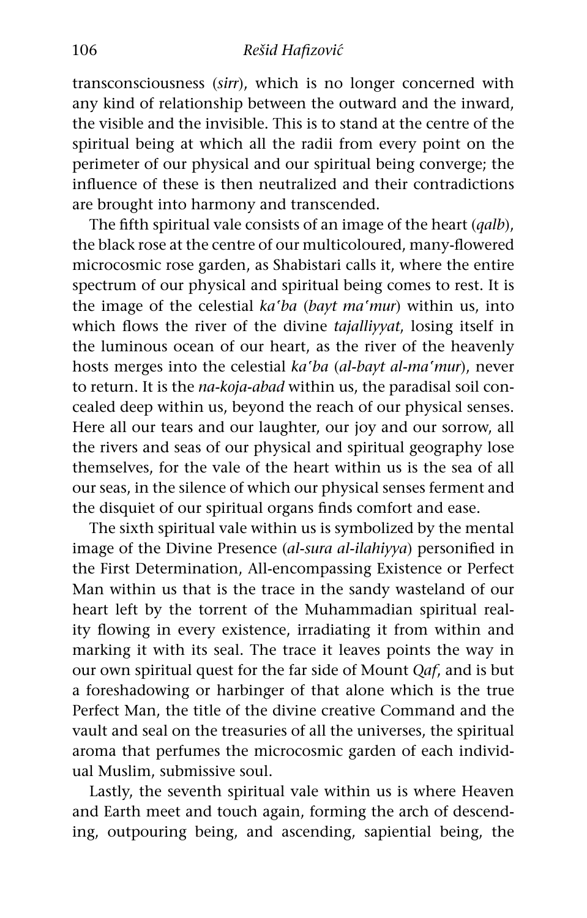transconsciousness (*sirr*), which is no longer concerned with any kind of relationship between the outward and the inward, the visible and the invisible. This is to stand at the centre of the spiritual being at which all the radii from every point on the perimeter of our physical and our spiritual being converge; the influence of these is then neutralized and their contradictions are brought into harmony and transcended.

The fifth spiritual vale consists of an image of the heart (*qalb*), the black rose at the centre of our multicoloured, many-flowered microcosmic rose garden, as Shabistari calls it, where the entire spectrum of our physical and spiritual being comes to rest. It is the image of the celestial *ka'ba* (*bayt ma'mur*) within us, into which flows the river of the divine *tajalliyyat*, losing itself in the luminous ocean of our heart, as the river of the heavenly hosts merges into the celestial *ka'ba* (*al-bayt al-ma'mur*), never to return. It is the *na-koja-abad* within us, the paradisal soil concealed deep within us, beyond the reach of our physical senses. Here all our tears and our laughter, our joy and our sorrow, all the rivers and seas of our physical and spiritual geography lose themselves, for the vale of the heart within us is the sea of all our seas, in the silence of which our physical senses ferment and the disquiet of our spiritual organs finds comfort and ease.

The sixth spiritual vale within us is symbolized by the mental image of the Divine Presence (*al-sura al-ilahiyya*) personified in the First Determination, All-encompassing Existence or Perfect Man within us that is the trace in the sandy wasteland of our heart left by the torrent of the Muhammadian spiritual reality flowing in every existence, irradiating it from within and marking it with its seal. The trace it leaves points the way in our own spiritual quest for the far side of Mount *Qaf*, and is but a foreshadowing or harbinger of that alone which is the true Perfect Man, the title of the divine creative Command and the vault and seal on the treasuries of all the universes, the spiritual aroma that perfumes the microcosmic garden of each individual Muslim, submissive soul.

Lastly, the seventh spiritual vale within us is where Heaven and Earth meet and touch again, forming the arch of descending, outpouring being, and ascending, sapiential being, the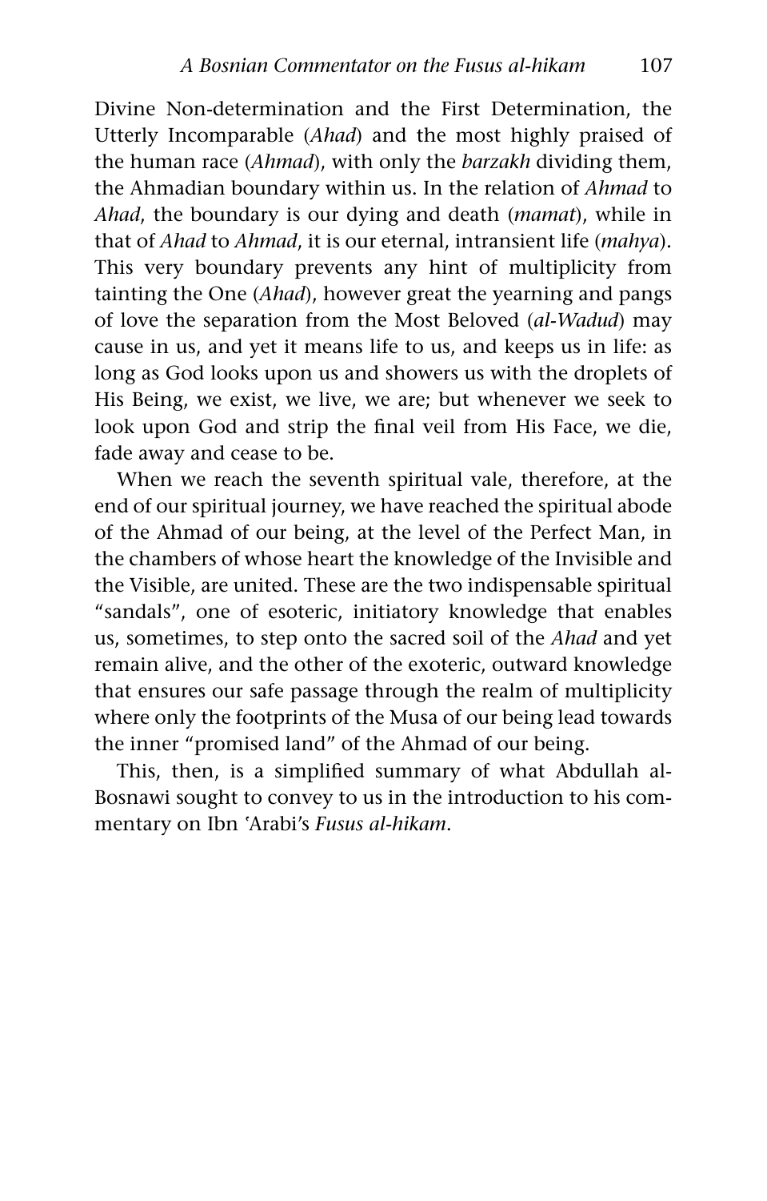Divine Non-determination and the First Determination, the Utterly Incomparable (*Ahad*) and the most highly praised of the human race (*Ahmad*), with only the *barzakh* dividing them, the Ahmadian boundary within us. In the relation of *Ahmad* to *Ahad*, the boundary is our dying and death (*mamat*), while in that of *Ahad* to *Ahmad*, it is our eternal, intransient life (*mahya*). This very boundary prevents any hint of multiplicity from tainting the One (*Ahad*), however great the yearning and pangs of love the separation from the Most Beloved (*al-Wadud*) may cause in us, and yet it means life to us, and keeps us in life: as long as God looks upon us and showers us with the droplets of His Being, we exist, we live, we are; but whenever we seek to look upon God and strip the final veil from His Face, we die, fade away and cease to be.

When we reach the seventh spiritual vale, therefore, at the end of our spiritual journey, we have reached the spiritual abode of the Ahmad of our being, at the level of the Perfect Man, in the chambers of whose heart the knowledge of the Invisible and the Visible, are united. These are the two indispensable spiritual "sandals", one of esoteric, initiatory knowledge that enables us, sometimes, to step onto the sacred soil of the *Ahad* and yet remain alive, and the other of the exoteric, outward knowledge that ensures our safe passage through the realm of multiplicity where only the footprints of the Musa of our being lead towards the inner "promised land" of the Ahmad of our being.

This, then, is a simplified summary of what Abdullah al-Bosnawi sought to convey to us in the introduction to his commentary on Ibn 'Arabi's *Fusus al-hikam*.